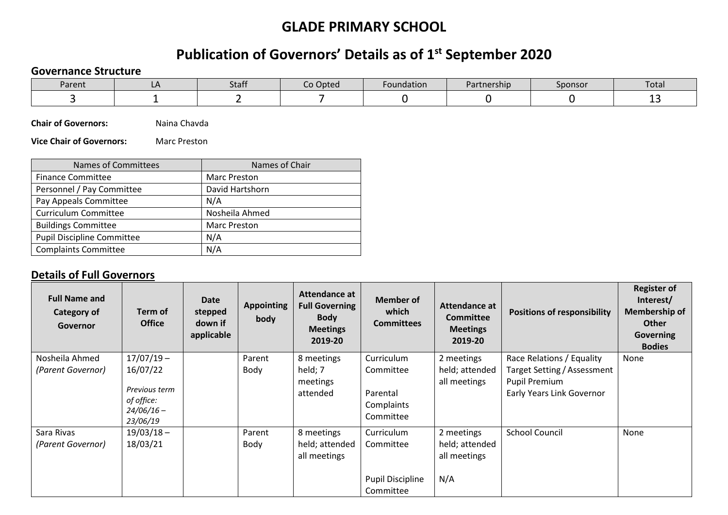# GLADE PRIMARY SCHOOL

# Publication of Governors' Details as of 1st September 2020

### Governance Structure

| Parent | LA | Staff | Co Opted | Foundation | Partnership | Sponsor | Total |
|---|---|---|---|---|---|---|---|
| 3 | 1 | 2 | 7 | 0 | 0 | 0 | 13 |

**Chair of Governors:** Naina Chavda

**Vice Chair of Governors:** Marc Preston

| Names of Committees | Names of Chair |
|---|---|
| Finance Committee | Marc Preston |
| Personnel / Pay Committee | David Hartshorn |
| Pay Appeals Committee | N/A |
| Curriculum Committee | Nosheila Ahmed |
| Buildings Committee | Marc Preston |
| Pupil Discipline Committee | N/A |
| Complaints Committee | N/A |

## Details of Full Governors

| Full Name and Category of Governor | Term of Office | Date stepped down if applicable | Appointing body | Attendance at Full Governing Body Meetings 2019-20 | Member of which Committees | Attendance at Committee Meetings 2019-20 | Positions of responsibility | Register of Interest/ Membership of Other Governing Bodies |
|---|---|---|---|---|---|---|---|---|
| Nosheila Ahmed *(Parent Governor)* | 17/07/19 – 16/07/22<br>*Previous term of office: 24/06/16 – 23/06/19* | | Parent Body | 8 meetings held; 7 meetings attended | Curriculum Committee<br>Parental Complaints Committee | 2 meetings held; attended all meetings | Race Relations / Equality<br>Target Setting / Assessment<br>Pupil Premium<br>Early Years Link Governor | None |
| Sara Rivas *(Parent Governor)* | 19/03/18 – 18/03/21 | | Parent Body | 8 meetings held; attended all meetings | Curriculum Committee<br>Pupil Discipline Committee | 2 meetings held; attended all meetings<br>N/A | School Council | None |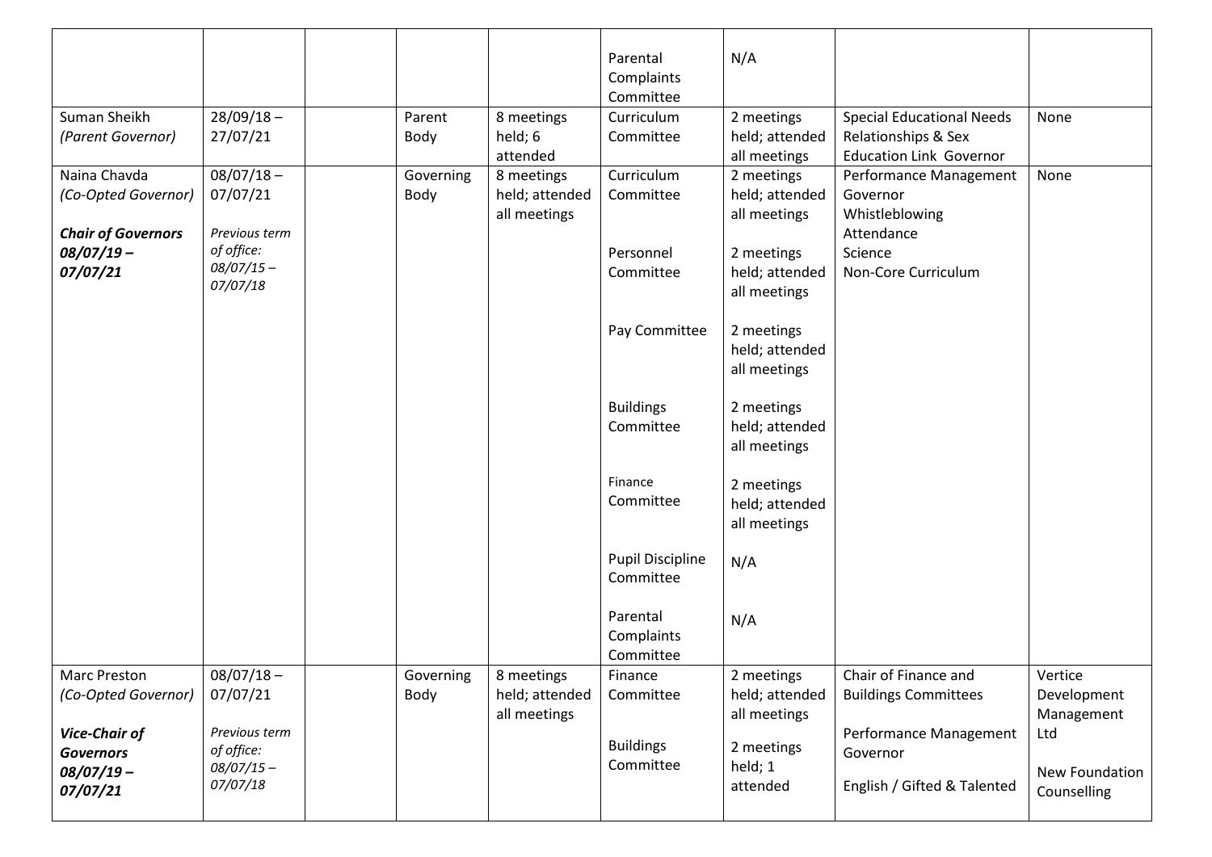| | | | | | | | | |
|---|---|---|---|---|---|---|---|---|
| | | | | | Parental Complaints Committee | N/A | | |
| Suman Sheikh *(Parent Governor)* | 28/09/18 – 27/07/21 | | Parent Body | 8 meetings held; 6 attended | Curriculum Committee | 2 meetings held; attended all meetings | Special Educational Needs Relationships & Sex Education Link Governor | None |
| Naina Chavda *(Co-Opted Governor)*<br><br>***Chair of Governors 08/07/19 – 07/07/21*** | 08/07/18 – 07/07/21<br><br>*Previous term of office: 08/07/15 – 07/07/18* | | Governing Body | 8 meetings held; attended all meetings | Curriculum Committee<br><br>Personnel Committee<br><br>Pay Committee<br><br>Buildings Committee<br><br>Finance Committee<br><br>Pupil Discipline Committee<br><br>Parental Complaints Committee | 2 meetings held; attended all meetings<br><br>2 meetings held; attended all meetings<br><br>2 meetings held; attended all meetings<br><br>2 meetings held; attended all meetings<br><br>2 meetings held; attended all meetings<br><br>N/A<br><br>N/A | Performance Management Governor<br>Whistleblowing<br>Attendance<br>Science<br>Non-Core Curriculum | None |
| Marc Preston *(Co-Opted Governor)*<br><br>***Vice-Chair of Governors 08/07/19 – 07/07/21*** | 08/07/18 – 07/07/21<br><br>*Previous term of office: 08/07/15 – 07/07/18* | | Governing Body | 8 meetings held; attended all meetings | Finance Committee<br><br>Buildings Committee | 2 meetings held; attended all meetings<br><br>2 meetings held; 1 attended | Chair of Finance and Buildings Committees<br><br>Performance Management Governor<br><br>English / Gifted & Talented | Vertice Development Management Ltd<br><br>New Foundation Counselling |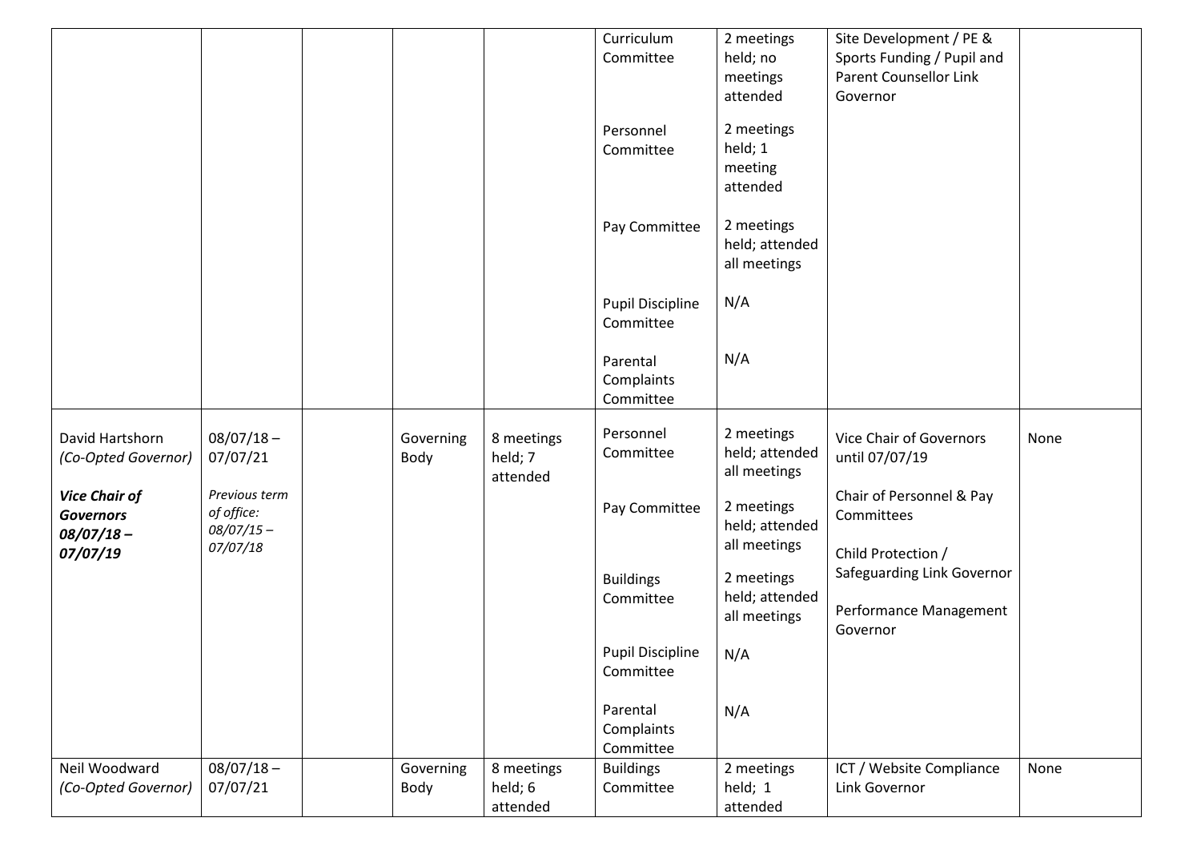| | | | | | Curriculum Committee<br><br>Personnel Committee<br><br>Pay Committee<br><br>Pupil Discipline Committee<br><br>Parental Complaints Committee | 2 meetings held; no meetings attended<br><br>2 meetings held; 1 meeting attended<br><br>2 meetings held; attended all meetings<br><br>N/A<br><br>N/A | Site Development / PE & Sports Funding / Pupil and Parent Counsellor Link Governor | |
|---|---|---|---|---|---|---|---|---|
| David Hartshorn *(Co-Opted Governor)*<br><br>***Vice Chair of Governors 08/07/18 – 07/07/19*** | 08/07/18 – 07/07/21<br><br>*Previous term of office: 08/07/15 – 07/07/18* | | Governing Body | 8 meetings held; 7 attended | Personnel Committee<br><br>Pay Committee<br><br>Buildings Committee<br><br>Pupil Discipline Committee<br><br>Parental Complaints Committee | 2 meetings held; attended all meetings<br><br>2 meetings held; attended all meetings<br><br>2 meetings held; attended all meetings<br><br>N/A<br><br>N/A | Vice Chair of Governors until 07/07/19<br><br>Chair of Personnel & Pay Committees<br><br>Child Protection / Safeguarding Link Governor<br><br>Performance Management Governor | None |
| Neil Woodward *(Co-Opted Governor)* | 08/07/18 – 07/07/21 | | Governing Body | 8 meetings held; 6 attended | Buildings Committee | 2 meetings held; 1 attended | ICT / Website Compliance Link Governor | None |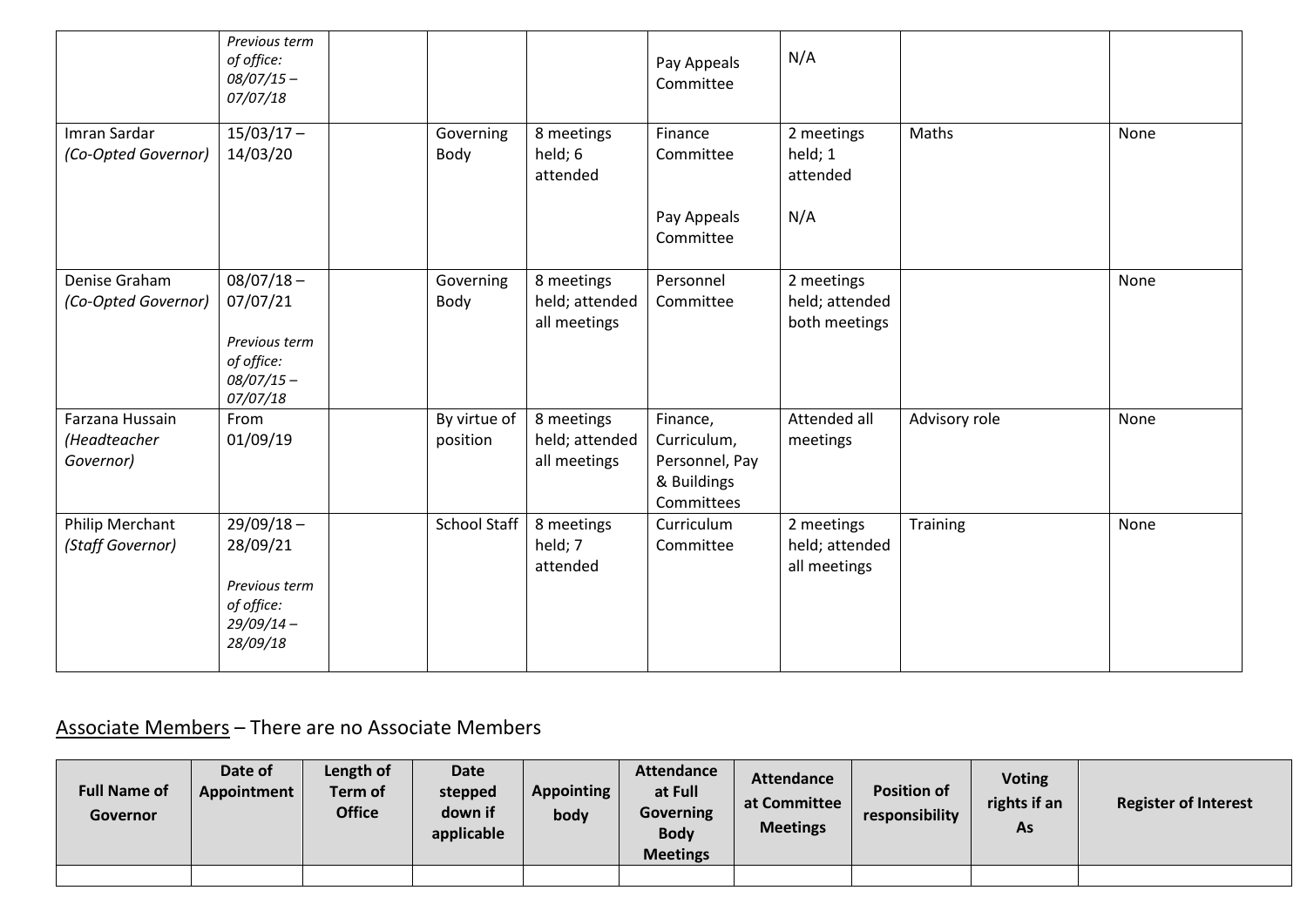| | | | | | | | | |
|---|---|---|---|---|---|---|---|---|
| | *Previous term of office: 08/07/15 – 07/07/18* | | | | Pay Appeals Committee | N/A | | |
| Imran Sardar *(Co-Opted Governor)* | 15/03/17 – 14/03/20 | | Governing Body | 8 meetings held; 6 attended | Finance Committee<br><br>Pay Appeals Committee | 2 meetings held; 1 attended<br><br>N/A | Maths | None |
| Denise Graham *(Co-Opted Governor)* | 08/07/18 – 07/07/21<br><br>*Previous term of office: 08/07/15 – 07/07/18* | | Governing Body | 8 meetings held; attended all meetings | Personnel Committee | 2 meetings held; attended both meetings | | None |
| Farzana Hussain *(Headteacher Governor)* | From 01/09/19 | | By virtue of position | 8 meetings held; attended all meetings | Finance, Curriculum, Personnel, Pay & Buildings Committees | Attended all meetings | Advisory role | None |
| Philip Merchant *(Staff Governor)* | 29/09/18 – 28/09/21<br><br>*Previous term of office: 29/09/14 – 28/09/18* | | School Staff | 8 meetings held; 7 attended | Curriculum Committee | 2 meetings held; attended all meetings | Training | None |

<u>Associate Members</u> – There are no Associate Members

| Full Name of Governor | Date of Appointment | Length of Term of Office | Date stepped down if applicable | Appointing body | Attendance at Full Governing Body Meetings | Attendance at Committee Meetings | Position of responsibility | Voting rights if an As | Register of Interest |
|---|---|---|---|---|---|---|---|---|---|
| | | | | | | | | | |